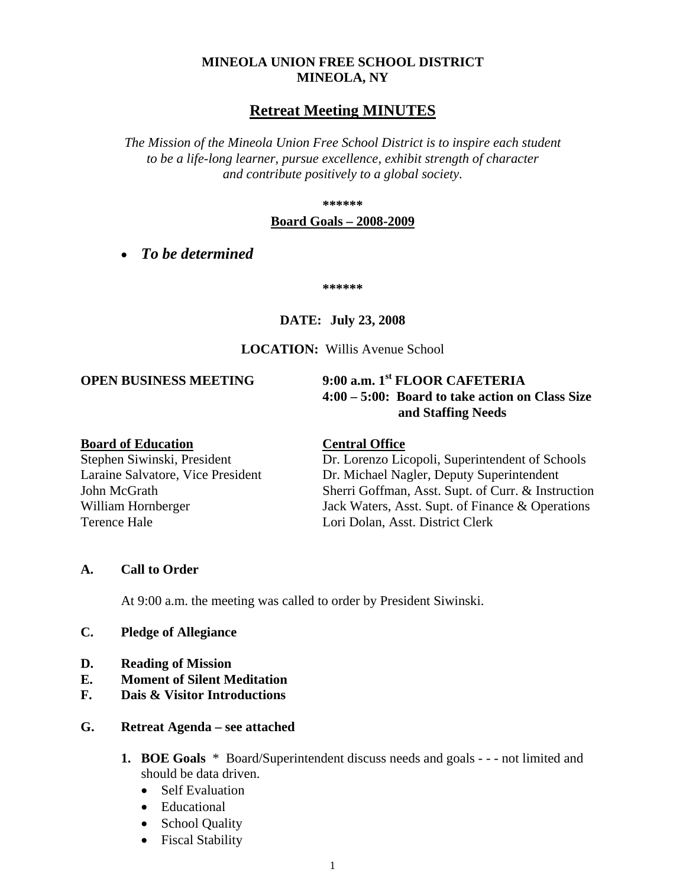**MINEOLA UNION FREE SCHOOL DISTRICT**
**MINEOLA, NY**

# Retreat Meeting MINUTES

*The Mission of the Mineola Union Free School District is to inspire each student to be a life-long learner, pursue excellence, exhibit strength of character and contribute positively to a global society.*

**\*\*\*\*\*\***

**Board Goals – 2008-2009**

- ***To be determined***

**\*\*\*\*\*\***

**DATE: July 23, 2008**

**LOCATION:** Willis Avenue School

**OPEN BUSINESS MEETING** **9:00 a.m. 1st FLOOR CAFETERIA**
**4:00 – 5:00: Board to take action on Class Size and Staffing Needs**

| **Board of Education** | **Central Office** |
|---|---|
| Stephen Siwinski, President | Dr. Lorenzo Licopoli, Superintendent of Schools |
| Laraine Salvatore, Vice President | Dr. Michael Nagler, Deputy Superintendent |
| John McGrath | Sherri Goffman, Asst. Supt. of Curr. & Instruction |
| William Hornberger | Jack Waters, Asst. Supt. of Finance & Operations |
| Terence Hale | Lori Dolan, Asst. District Clerk |

**A. Call to Order**

At 9:00 a.m. the meeting was called to order by President Siwinski.

**C. Pledge of Allegiance**

**D. Reading of Mission**
**E. Moment of Silent Meditation**
**F. Dais & Visitor Introductions**

**G. Retreat Agenda – see attached**

1. **BOE Goals** * Board/Superintendent discuss needs and goals - - - not limited and should be data driven.
   - Self Evaluation
   - Educational
   - School Quality
   - Fiscal Stability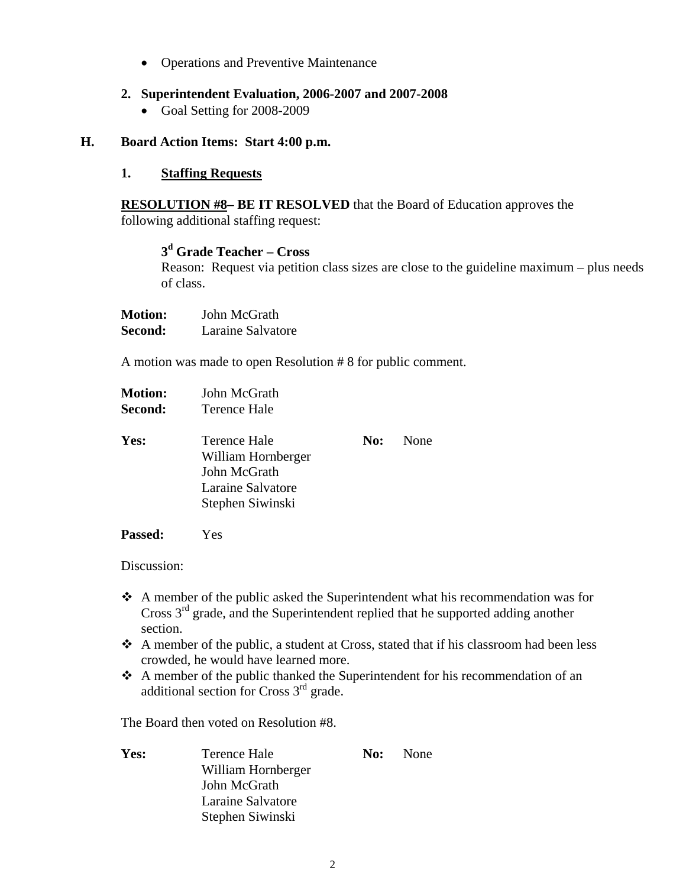- Operations and Preventive Maintenance

**2. Superintendent Evaluation, 2006-2007 and 2007-2008**

- Goal Setting for 2008-2009

## H. Board Action Items: Start 4:00 p.m.

### 1. Staffing Requests

**RESOLUTION #8– BE IT RESOLVED** that the Board of Education approves the following additional staffing request:

**3d Grade Teacher – Cross**
Reason: Request via petition class sizes are close to the guideline maximum – plus needs of class.

**Motion:** John McGrath
**Second:** Laraine Salvatore

A motion was made to open Resolution # 8 for public comment.

**Motion:** John McGrath
**Second:** Terence Hale

**Yes:** Terence Hale, William Hornberger, John McGrath, Laraine Salvatore, Stephen Siwinski
**No:** None

**Passed:** Yes

Discussion:

- A member of the public asked the Superintendent what his recommendation was for Cross 3rd grade, and the Superintendent replied that he supported adding another section.
- A member of the public, a student at Cross, stated that if his classroom had been less crowded, he would have learned more.
- A member of the public thanked the Superintendent for his recommendation of an additional section for Cross 3rd grade.

The Board then voted on Resolution #8.

**Yes:** Terence Hale, William Hornberger, John McGrath, Laraine Salvatore, Stephen Siwinski
**No:** None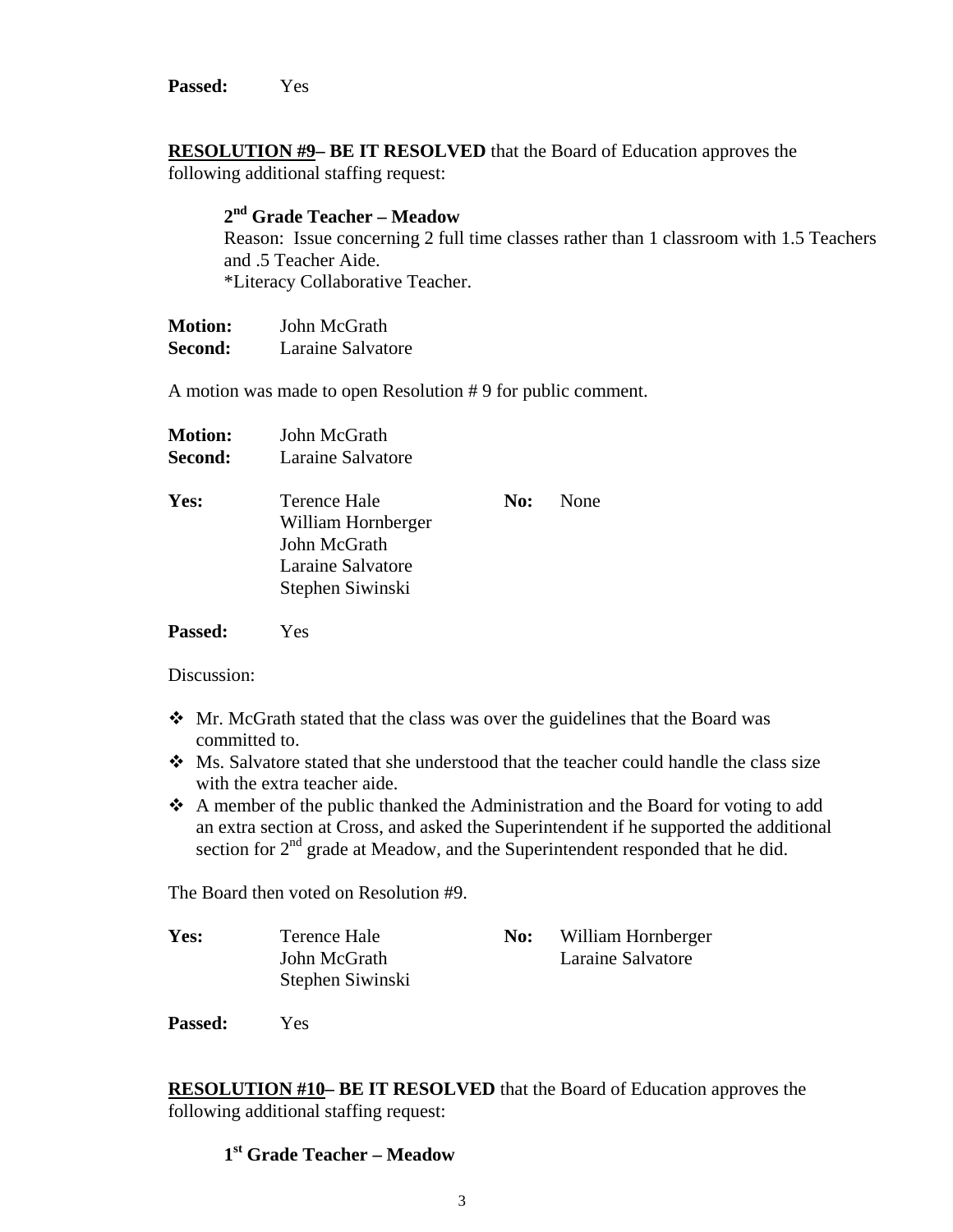**Passed:** Yes

**<u>RESOLUTION #9</u>– BE IT RESOLVED** that the Board of Education approves the following additional staffing request:

**2nd Grade Teacher – Meadow**
Reason: Issue concerning 2 full time classes rather than 1 classroom with 1.5 Teachers and .5 Teacher Aide.
*Literacy Collaborative Teacher.

**Motion:** John McGrath
**Second:** Laraine Salvatore

A motion was made to open Resolution # 9 for public comment.

**Motion:** John McGrath
**Second:** Laraine Salvatore

| **Yes:** | | **No:** | |
|---|---|---|---|
| | Terence Hale | | None |
| | William Hornberger | | |
| | John McGrath | | |
| | Laraine Salvatore | | |
| | Stephen Siwinski | | |

**Passed:** Yes

Discussion:

- Mr. McGrath stated that the class was over the guidelines that the Board was committed to.
- Ms. Salvatore stated that she understood that the teacher could handle the class size with the extra teacher aide.
- A member of the public thanked the Administration and the Board for voting to add an extra section at Cross, and asked the Superintendent if he supported the additional section for 2nd grade at Meadow, and the Superintendent responded that he did.

The Board then voted on Resolution #9.

| **Yes:** | | **No:** | |
|---|---|---|---|
| | Terence Hale | | William Hornberger |
| | John McGrath | | Laraine Salvatore |
| | Stephen Siwinski | | |

**Passed:** Yes

**<u>RESOLUTION #10</u>– BE IT RESOLVED** that the Board of Education approves the following additional staffing request:

**1st Grade Teacher – Meadow**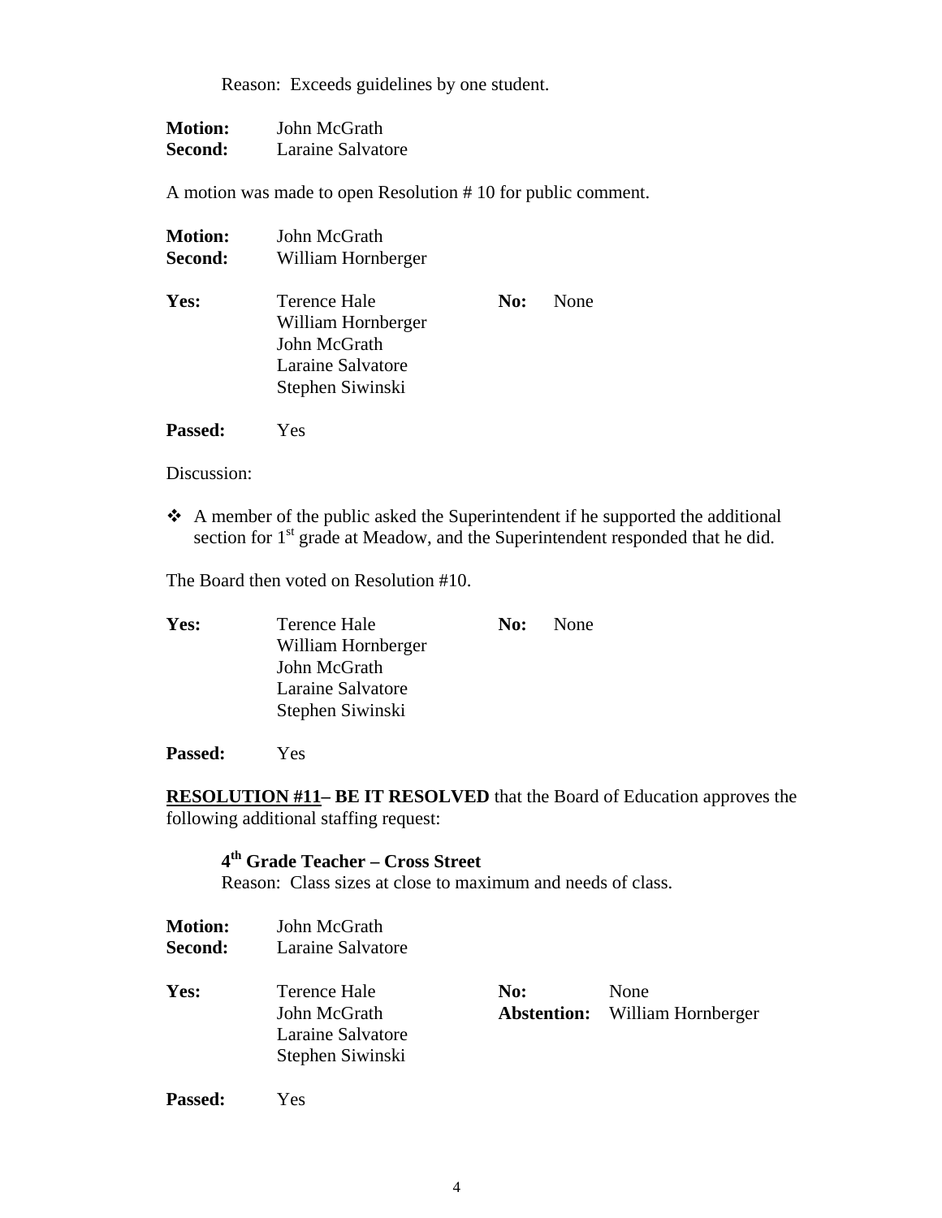Reason: Exceeds guidelines by one student.

**Motion:** John McGrath
**Second:** Laraine Salvatore

A motion was made to open Resolution # 10 for public comment.

**Motion:** John McGrath
**Second:** William Hornberger

| **Yes:** | | **No:** | |
|---|---|---|---|
| | Terence Hale | | None |
| | William Hornberger | | |
| | John McGrath | | |
| | Laraine Salvatore | | |
| | Stephen Siwinski | | |

**Passed:** Yes

Discussion:

- A member of the public asked the Superintendent if he supported the additional section for 1st grade at Meadow, and the Superintendent responded that he did.

The Board then voted on Resolution #10.

| **Yes:** | | **No:** | |
|---|---|---|---|
| | Terence Hale | | None |
| | William Hornberger | | |
| | John McGrath | | |
| | Laraine Salvatore | | |
| | Stephen Siwinski | | |

**Passed:** Yes

**RESOLUTION #11– BE IT RESOLVED** that the Board of Education approves the following additional staffing request:

**4th Grade Teacher – Cross Street**
Reason: Class sizes at close to maximum and needs of class.

**Motion:** John McGrath
**Second:** Laraine Salvatore

| **Yes:** | | | |
|---|---|---|---|
| | Terence Hale | **No:** | None |
| | John McGrath | **Abstention:** | William Hornberger |
| | Laraine Salvatore | | |
| | Stephen Siwinski | | |

**Passed:** Yes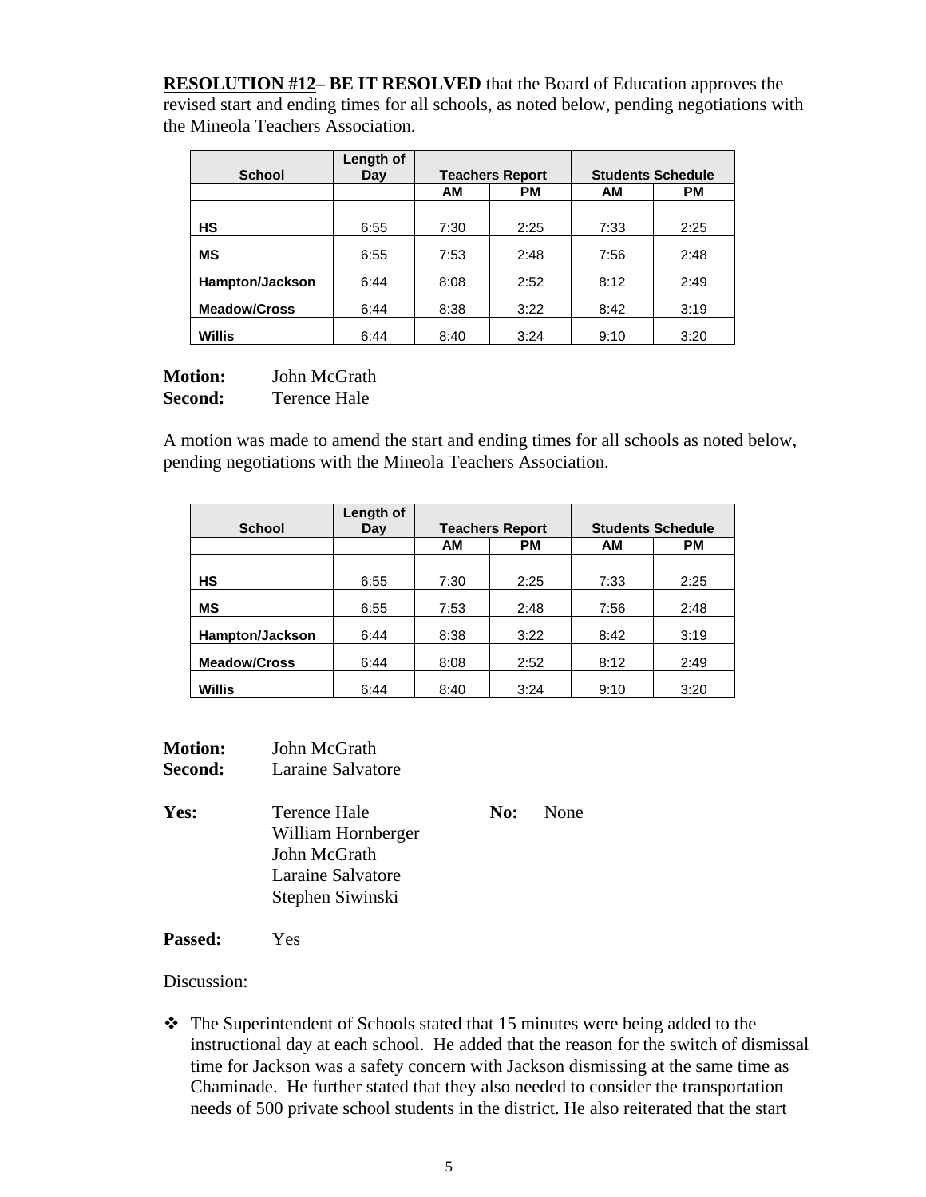**RESOLUTION #12– BE IT RESOLVED** that the Board of Education approves the revised start and ending times for all schools, as noted below, pending negotiations with the Mineola Teachers Association.

| School | Length of Day | Teachers Report | | Students Schedule | |
|---|---|---|---|---|---|
| | | AM | PM | AM | PM |
| HS | 6:55 | 7:30 | 2:25 | 7:33 | 2:25 |
| MS | 6:55 | 7:53 | 2:48 | 7:56 | 2:48 |
| Hampton/Jackson | 6:44 | 8:08 | 2:52 | 8:12 | 2:49 |
| Meadow/Cross | 6:44 | 8:38 | 3:22 | 8:42 | 3:19 |
| Willis | 6:44 | 8:40 | 3:24 | 9:10 | 3:20 |

**Motion:** John McGrath
**Second:** Terence Hale

A motion was made to amend the start and ending times for all schools as noted below, pending negotiations with the Mineola Teachers Association.

| School | Length of Day | Teachers Report | | Students Schedule | |
|---|---|---|---|---|---|
| | | AM | PM | AM | PM |
| HS | 6:55 | 7:30 | 2:25 | 7:33 | 2:25 |
| MS | 6:55 | 7:53 | 2:48 | 7:56 | 2:48 |
| Hampton/Jackson | 6:44 | 8:38 | 3:22 | 8:42 | 3:19 |
| Meadow/Cross | 6:44 | 8:08 | 2:52 | 8:12 | 2:49 |
| Willis | 6:44 | 8:40 | 3:24 | 9:10 | 3:20 |

**Motion:** John McGrath
**Second:** Laraine Salvatore

**Yes:** Terence Hale
William Hornberger
John McGrath
Laraine Salvatore
Stephen Siwinski

**No:** None

**Passed:** Yes

Discussion:

- The Superintendent of Schools stated that 15 minutes were being added to the instructional day at each school. He added that the reason for the switch of dismissal time for Jackson was a safety concern with Jackson dismissing at the same time as Chaminade. He further stated that they also needed to consider the transportation needs of 500 private school students in the district. He also reiterated that the start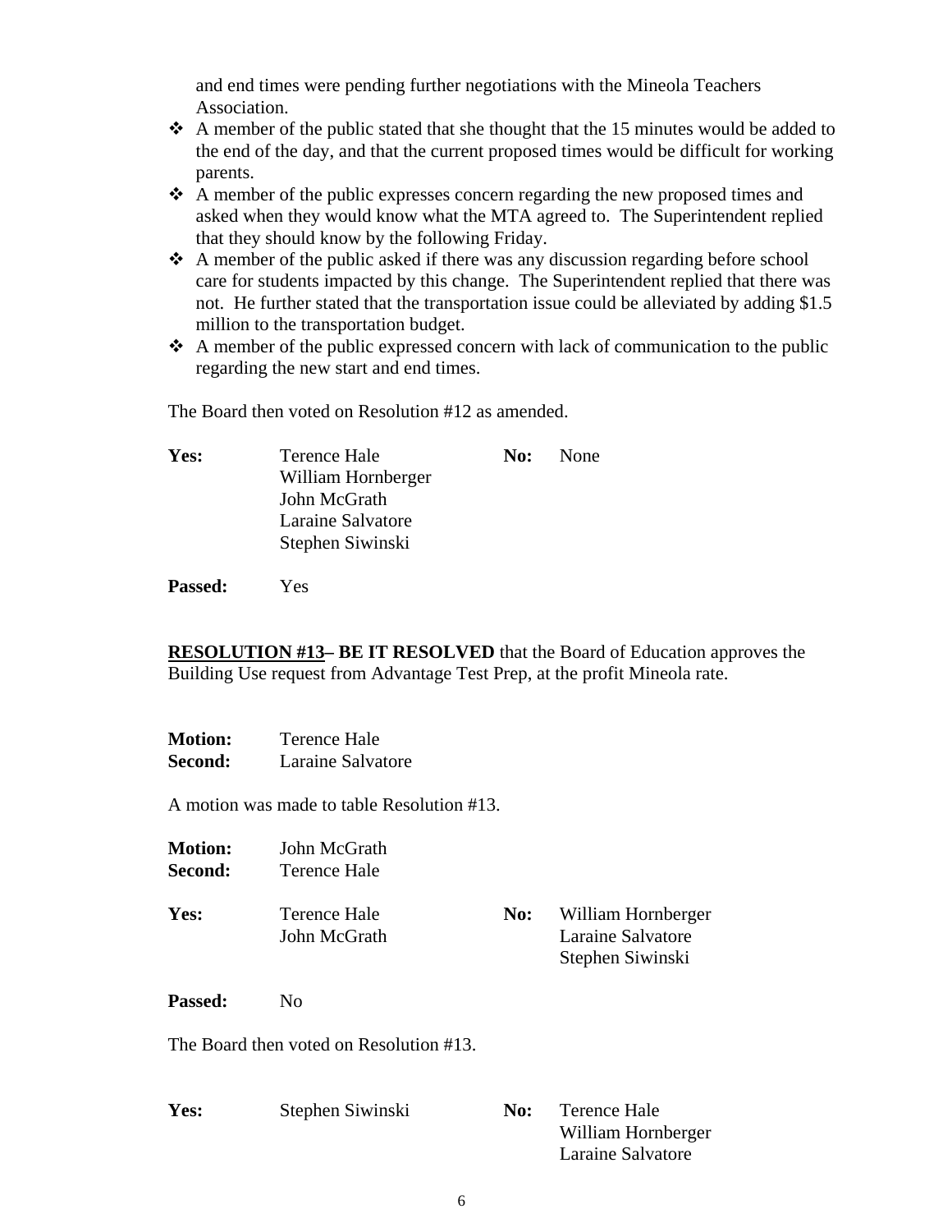and end times were pending further negotiations with the Mineola Teachers Association.

- A member of the public stated that she thought that the 15 minutes would be added to the end of the day, and that the current proposed times would be difficult for working parents.
- A member of the public expresses concern regarding the new proposed times and asked when they would know what the MTA agreed to. The Superintendent replied that they should know by the following Friday.
- A member of the public asked if there was any discussion regarding before school care for students impacted by this change. The Superintendent replied that there was not. He further stated that the transportation issue could be alleviated by adding $1.5 million to the transportation budget.
- A member of the public expressed concern with lack of communication to the public regarding the new start and end times.

The Board then voted on Resolution #12 as amended.

**Yes:** Terence Hale, William Hornberger, John McGrath, Laraine Salvatore, Stephen Siwinski

**No:** None

**Passed:** Yes

**RESOLUTION #13– BE IT RESOLVED** that the Board of Education approves the Building Use request from Advantage Test Prep, at the profit Mineola rate.

**Motion:** Terence Hale
**Second:** Laraine Salvatore

A motion was made to table Resolution #13.

**Motion:** John McGrath
**Second:** Terence Hale

**Yes:** Terence Hale, John McGrath

**No:** William Hornberger, Laraine Salvatore, Stephen Siwinski

**Passed:** No

The Board then voted on Resolution #13.

**Yes:** Stephen Siwinski

**No:** Terence Hale, William Hornberger, Laraine Salvatore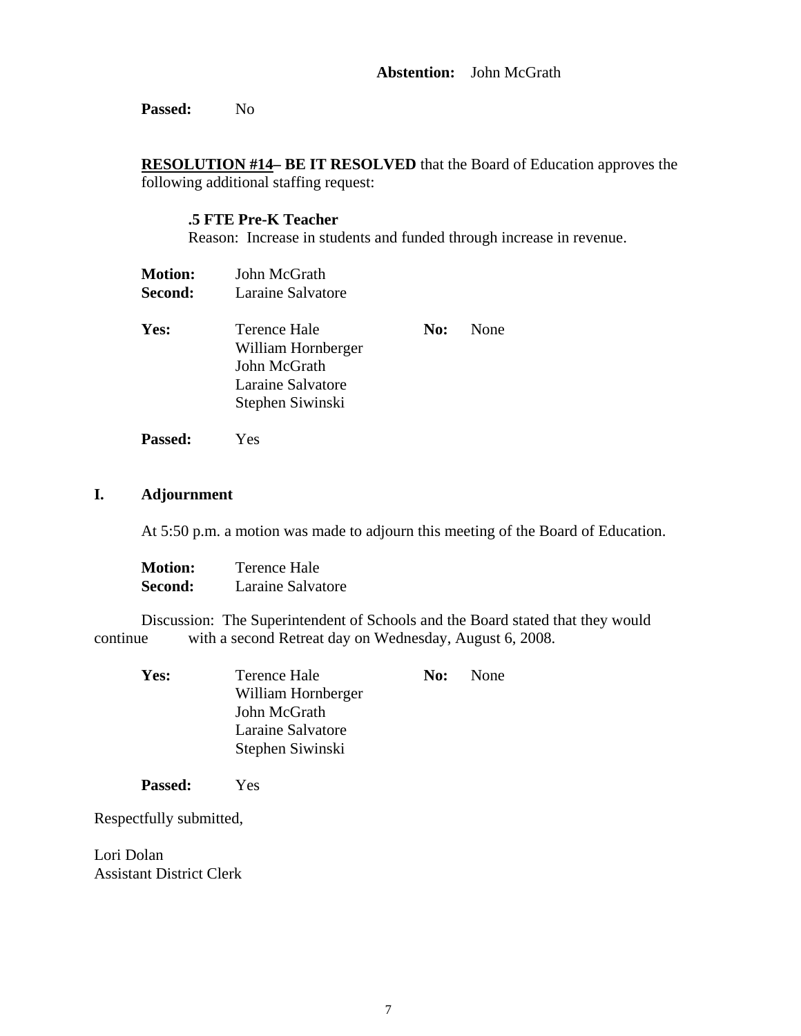**Abstention:** John McGrath

**Passed:** No

**RESOLUTION #14– BE IT RESOLVED** that the Board of Education approves the following additional staffing request:

**.5 FTE Pre-K Teacher**
Reason: Increase in students and funded through increase in revenue.

**Motion:** John McGrath
**Second:** Laraine Salvatore

**Yes:** Terence Hale, William Hornberger, John McGrath, Laraine Salvatore, Stephen Siwinski
**No:** None

**Passed:** Yes

## I. Adjournment

At 5:50 p.m. a motion was made to adjourn this meeting of the Board of Education.

**Motion:** Terence Hale
**Second:** Laraine Salvatore

Discussion: The Superintendent of Schools and the Board stated that they would continue with a second Retreat day on Wednesday, August 6, 2008.

**Yes:** Terence Hale, William Hornberger, John McGrath, Laraine Salvatore, Stephen Siwinski
**No:** None

**Passed:** Yes

Respectfully submitted,

Lori Dolan
Assistant District Clerk